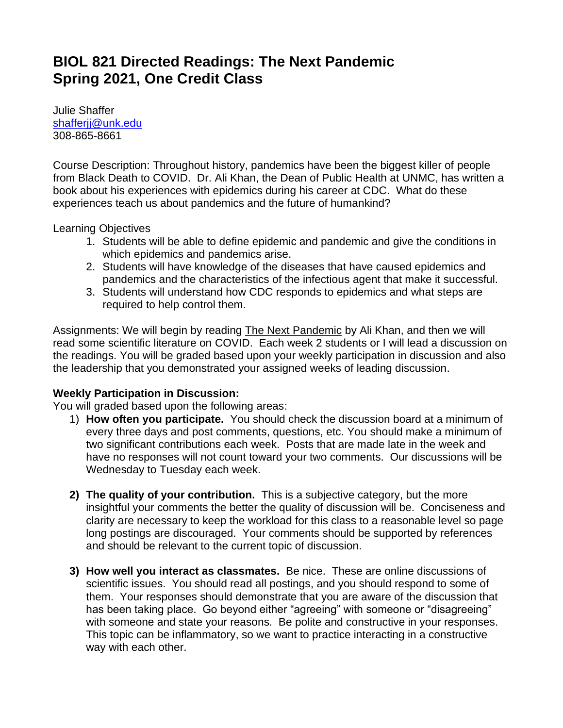# BIOL 821 Directed Readings: The Next Pandemic
# Spring 2021, One Credit Class

Julie Shaffer
shafferjj@unk.edu
308-865-8661

Course Description: Throughout history, pandemics have been the biggest killer of people from Black Death to COVID. Dr. Ali Khan, the Dean of Public Health at UNMC, has written a book about his experiences with epidemics during his career at CDC. What do these experiences teach us about pandemics and the future of humankind?

Learning Objectives

1. Students will be able to define epidemic and pandemic and give the conditions in which epidemics and pandemics arise.
2. Students will have knowledge of the diseases that have caused epidemics and pandemics and the characteristics of the infectious agent that make it successful.
3. Students will understand how CDC responds to epidemics and what steps are required to help control them.

Assignments: We will begin by reading The Next Pandemic by Ali Khan, and then we will read some scientific literature on COVID. Each week 2 students or I will lead a discussion on the readings. You will be graded based upon your weekly participation in discussion and also the leadership that you demonstrated your assigned weeks of leading discussion.

**Weekly Participation in Discussion:**
You will graded based upon the following areas:

1) **How often you participate.** You should check the discussion board at a minimum of every three days and post comments, questions, etc. You should make a minimum of two significant contributions each week. Posts that are made late in the week and have no responses will not count toward your two comments. Our discussions will be Wednesday to Tuesday each week.

2) **The quality of your contribution.** This is a subjective category, but the more insightful your comments the better the quality of discussion will be. Conciseness and clarity are necessary to keep the workload for this class to a reasonable level so page long postings are discouraged. Your comments should be supported by references and should be relevant to the current topic of discussion.

3) **How well you interact as classmates.** Be nice. These are online discussions of scientific issues. You should read all postings, and you should respond to some of them. Your responses should demonstrate that you are aware of the discussion that has been taking place. Go beyond either "agreeing" with someone or "disagreeing" with someone and state your reasons. Be polite and constructive in your responses. This topic can be inflammatory, so we want to practice interacting in a constructive way with each other.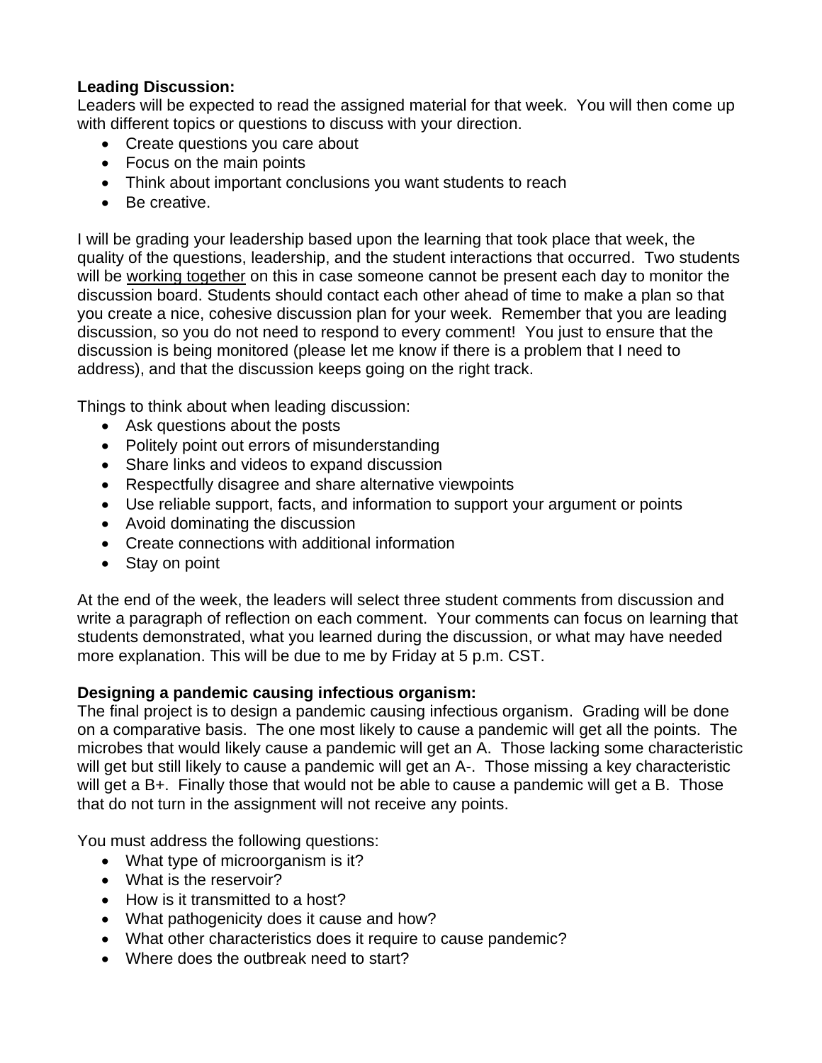**Leading Discussion:**
Leaders will be expected to read the assigned material for that week. You will then come up with different topics or questions to discuss with your direction.

- Create questions you care about
- Focus on the main points
- Think about important conclusions you want students to reach
- Be creative.

I will be grading your leadership based upon the learning that took place that week, the quality of the questions, leadership, and the student interactions that occurred. Two students will be working together on this in case someone cannot be present each day to monitor the discussion board. Students should contact each other ahead of time to make a plan so that you create a nice, cohesive discussion plan for your week. Remember that you are leading discussion, so you do not need to respond to every comment! You just to ensure that the discussion is being monitored (please let me know if there is a problem that I need to address), and that the discussion keeps going on the right track.

Things to think about when leading discussion:

- Ask questions about the posts
- Politely point out errors of misunderstanding
- Share links and videos to expand discussion
- Respectfully disagree and share alternative viewpoints
- Use reliable support, facts, and information to support your argument or points
- Avoid dominating the discussion
- Create connections with additional information
- Stay on point

At the end of the week, the leaders will select three student comments from discussion and write a paragraph of reflection on each comment. Your comments can focus on learning that students demonstrated, what you learned during the discussion, or what may have needed more explanation. This will be due to me by Friday at 5 p.m. CST.

**Designing a pandemic causing infectious organism:**
The final project is to design a pandemic causing infectious organism. Grading will be done on a comparative basis. The one most likely to cause a pandemic will get all the points. The microbes that would likely cause a pandemic will get an A. Those lacking some characteristic will get but still likely to cause a pandemic will get an A-. Those missing a key characteristic will get a B+. Finally those that would not be able to cause a pandemic will get a B. Those that do not turn in the assignment will not receive any points.

You must address the following questions:

- What type of microorganism is it?
- What is the reservoir?
- How is it transmitted to a host?
- What pathogenicity does it cause and how?
- What other characteristics does it require to cause pandemic?
- Where does the outbreak need to start?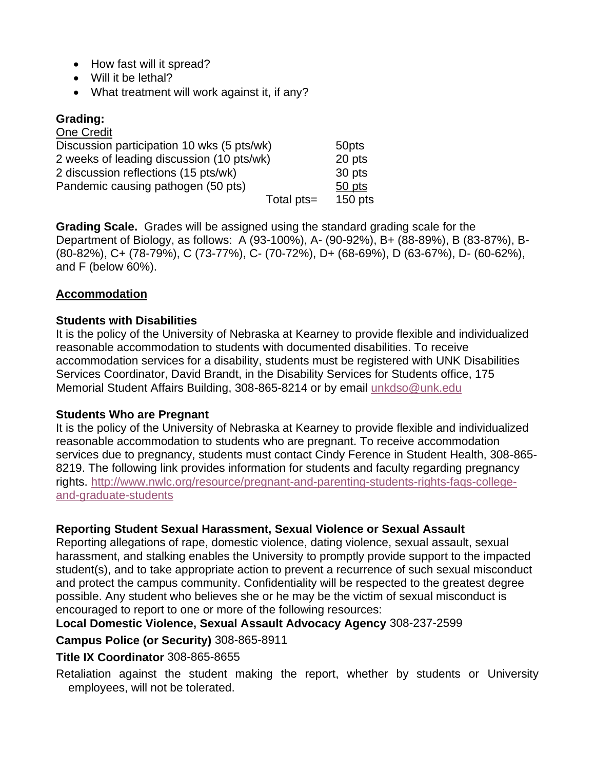- How fast will it spread?
- Will it be lethal?
- What treatment will work against it, if any?

**Grading:**

One Credit

| | |
|---|---|
| Discussion participation 10 wks (5 pts/wk) | 50pts |
| 2 weeks of leading discussion (10 pts/wk) | 20 pts |
| 2 discussion reflections (15 pts/wk) | 30 pts |
| Pandemic causing pathogen (50 pts) | 50 pts |
| Total pts= | 150 pts |

**Grading Scale.** Grades will be assigned using the standard grading scale for the Department of Biology, as follows: A (93-100%), A- (90-92%), B+ (88-89%), B (83-87%), B- (80-82%), C+ (78-79%), C (73-77%), C- (70-72%), D+ (68-69%), D (63-67%), D- (60-62%), and F (below 60%).

## Accommodation

### Students with Disabilities

It is the policy of the University of Nebraska at Kearney to provide flexible and individualized reasonable accommodation to students with documented disabilities. To receive accommodation services for a disability, students must be registered with UNK Disabilities Services Coordinator, David Brandt, in the Disability Services for Students office, 175 Memorial Student Affairs Building, 308-865-8214 or by email unkdso@unk.edu

### Students Who are Pregnant

It is the policy of the University of Nebraska at Kearney to provide flexible and individualized reasonable accommodation to students who are pregnant. To receive accommodation services due to pregnancy, students must contact Cindy Ference in Student Health, 308-865-8219. The following link provides information for students and faculty regarding pregnancy rights. http://www.nwlc.org/resource/pregnant-and-parenting-students-rights-faqs-college-and-graduate-students

### Reporting Student Sexual Harassment, Sexual Violence or Sexual Assault

Reporting allegations of rape, domestic violence, dating violence, sexual assault, sexual harassment, and stalking enables the University to promptly provide support to the impacted student(s), and to take appropriate action to prevent a recurrence of such sexual misconduct and protect the campus community. Confidentiality will be respected to the greatest degree possible. Any student who believes she or he may be the victim of sexual misconduct is encouraged to report to one or more of the following resources:

**Local Domestic Violence, Sexual Assault Advocacy Agency** 308-237-2599

**Campus Police (or Security)** 308-865-8911

**Title IX Coordinator** 308-865-8655

Retaliation against the student making the report, whether by students or University employees, will not be tolerated.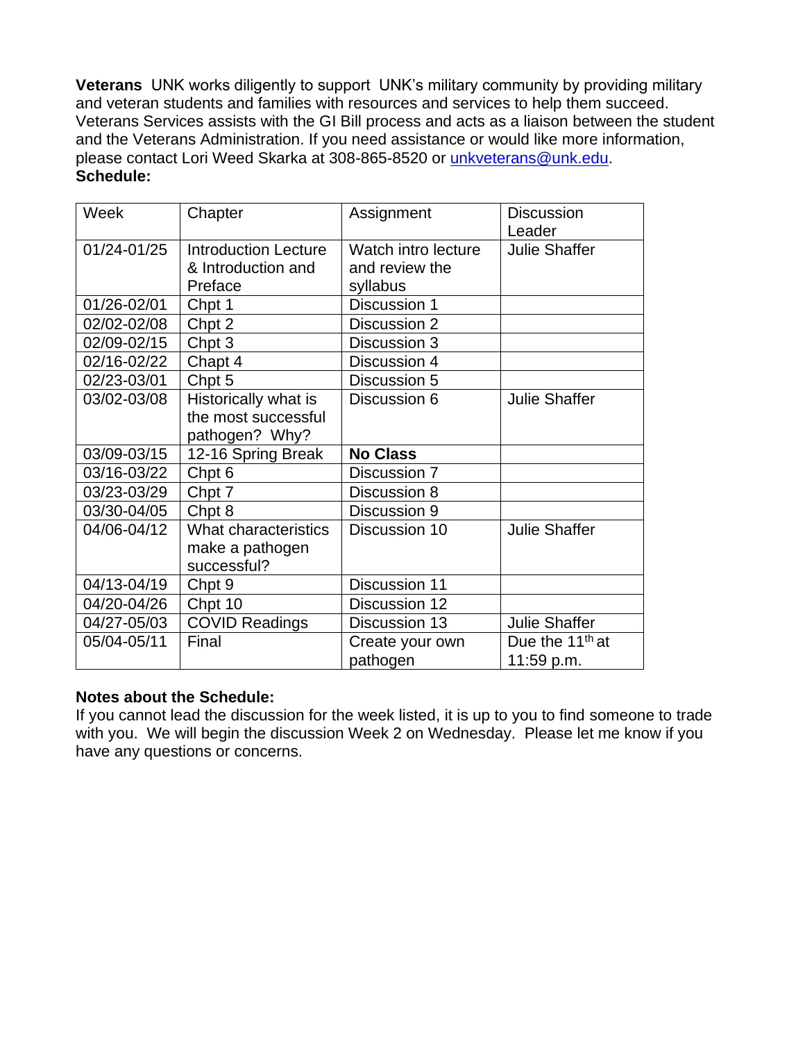**Veterans** UNK works diligently to support UNK's military community by providing military and veteran students and families with resources and services to help them succeed. Veterans Services assists with the GI Bill process and acts as a liaison between the student and the Veterans Administration. If you need assistance or would like more information, please contact Lori Weed Skarka at 308-865-8520 or unkveterans@unk.edu.

**Schedule:**

| Week | Chapter | Assignment | Discussion Leader |
|---|---|---|---|
| 01/24-01/25 | Introduction Lecture & Introduction and Preface | Watch intro lecture and review the syllabus | Julie Shaffer |
| 01/26-02/01 | Chpt 1 | Discussion 1 | |
| 02/02-02/08 | Chpt 2 | Discussion 2 | |
| 02/09-02/15 | Chpt 3 | Discussion 3 | |
| 02/16-02/22 | Chapt 4 | Discussion 4 | |
| 02/23-03/01 | Chpt 5 | Discussion 5 | |
| 03/02-03/08 | Historically what is the most successful pathogen? Why? | Discussion 6 | Julie Shaffer |
| 03/09-03/15 | 12-16 Spring Break | **No Class** | |
| 03/16-03/22 | Chpt 6 | Discussion 7 | |
| 03/23-03/29 | Chpt 7 | Discussion 8 | |
| 03/30-04/05 | Chpt 8 | Discussion 9 | |
| 04/06-04/12 | What characteristics make a pathogen successful? | Discussion 10 | Julie Shaffer |
| 04/13-04/19 | Chpt 9 | Discussion 11 | |
| 04/20-04/26 | Chpt 10 | Discussion 12 | |
| 04/27-05/03 | COVID Readings | Discussion 13 | Julie Shaffer |
| 05/04-05/11 | Final | Create your own pathogen | Due the 11th at 11:59 p.m. |

**Notes about the Schedule:**

If you cannot lead the discussion for the week listed, it is up to you to find someone to trade with you. We will begin the discussion Week 2 on Wednesday. Please let me know if you have any questions or concerns.